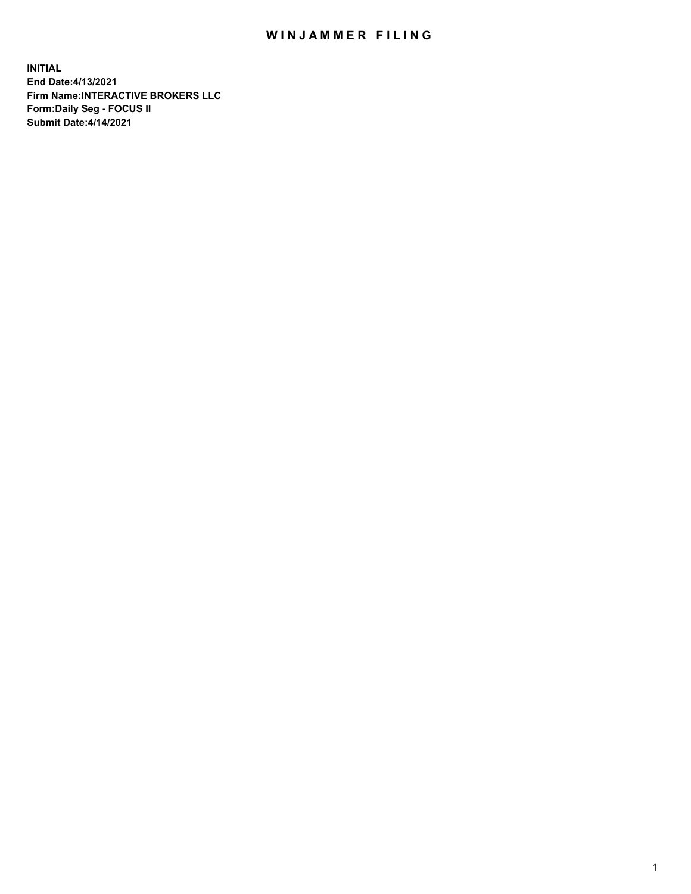# WINJAMMER FILING

**INITIAL**
**End Date:4/13/2021**
**Firm Name:INTERACTIVE BROKERS LLC**
**Form:Daily Seg - FOCUS II**
**Submit Date:4/14/2021**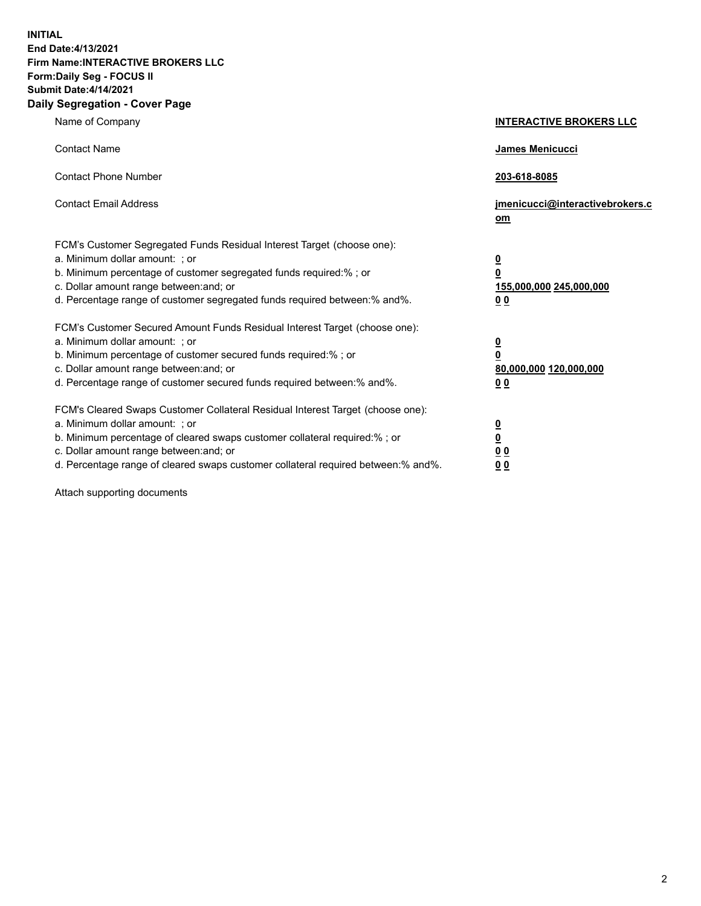**INITIAL**
**End Date:4/13/2021**
**Firm Name:INTERACTIVE BROKERS LLC**
**Form:Daily Seg - FOCUS II**
**Submit Date:4/14/2021**

## Daily Segregation - Cover Page

| | |
|---|---|
| Name of Company | **INTERACTIVE BROKERS LLC** |
| Contact Name | **James Menicucci** |
| Contact Phone Number | **203-618-8085** |
| Contact Email Address | **jmenicucci@interactivebrokers.com** |

FCM's Customer Segregated Funds Residual Interest Target (choose one):

| | |
|---|---|
| a. Minimum dollar amount: ; or | **0** |
| b. Minimum percentage of customer segregated funds required:% ; or | **0** |
| c. Dollar amount range between:and; or | **155,000,000 245,000,000** |
| d. Percentage range of customer segregated funds required between:% and%. | **0 0** |

FCM's Customer Secured Amount Funds Residual Interest Target (choose one):

| | |
|---|---|
| a. Minimum dollar amount: ; or | **0** |
| b. Minimum percentage of customer secured funds required:% ; or | **0** |
| c. Dollar amount range between:and; or | **80,000,000 120,000,000** |
| d. Percentage range of customer secured funds required between:% and%. | **0 0** |

FCM's Cleared Swaps Customer Collateral Residual Interest Target (choose one):

| | |
|---|---|
| a. Minimum dollar amount: ; or | **0** |
| b. Minimum percentage of cleared swaps customer collateral required:% ; or | **0** |
| c. Dollar amount range between:and; or | **0 0** |
| d. Percentage range of cleared swaps customer collateral required between:% and%. | **0 0** |

Attach supporting documents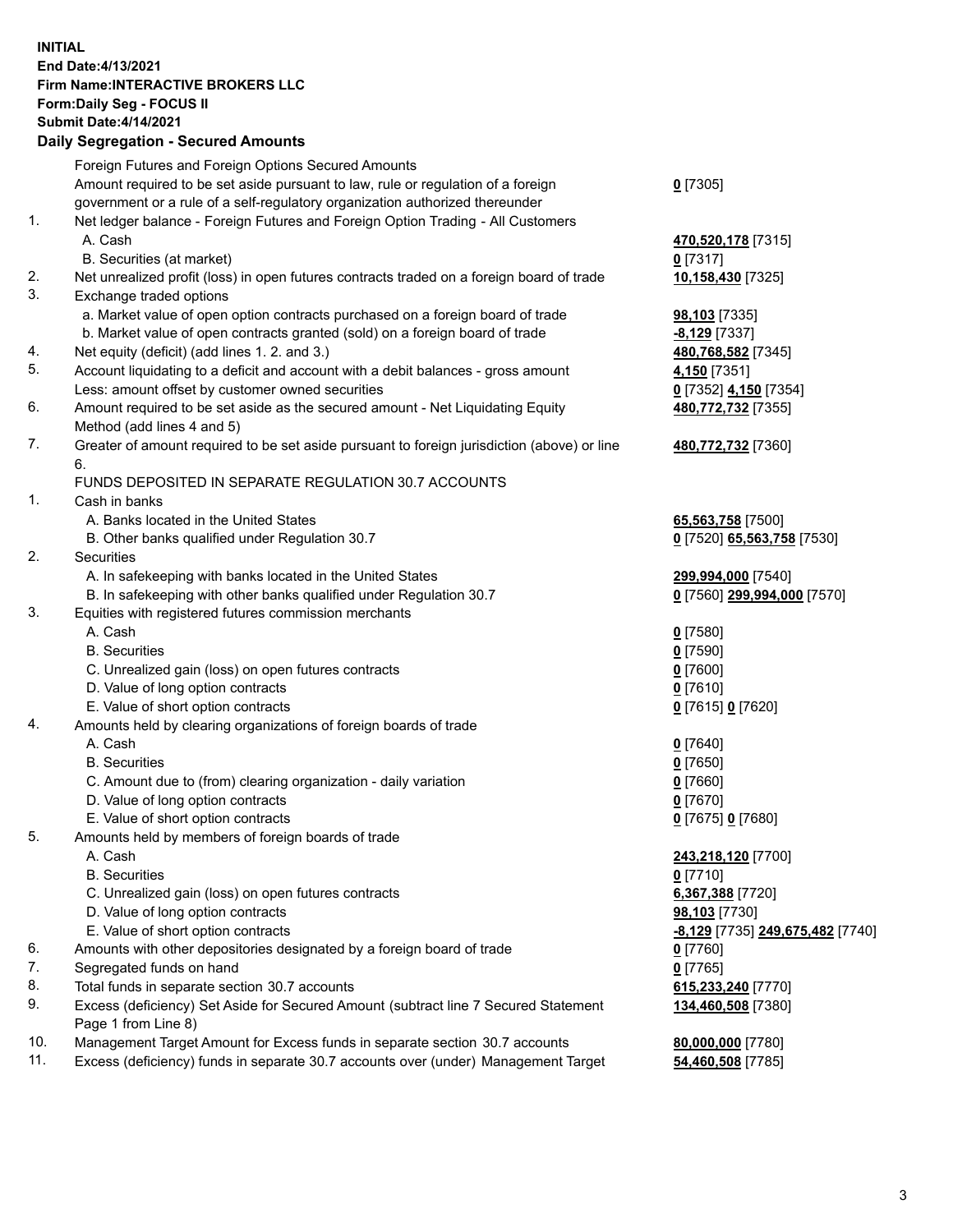**INITIAL**
**End Date:4/13/2021**
**Firm Name:INTERACTIVE BROKERS LLC**
**Form:Daily Seg - FOCUS II**
**Submit Date:4/14/2021**

**Daily Segregation - Secured Amounts**

| | | |
|---|---|---|
| | Foreign Futures and Foreign Options Secured Amounts | |
| | Amount required to be set aside pursuant to law, rule or regulation of a foreign government or a rule of a self-regulatory organization authorized thereunder | **0** [7305] |
| 1. | Net ledger balance - Foreign Futures and Foreign Option Trading - All Customers | |
| | A. Cash | **470,520,178** [7315] |
| | B. Securities (at market) | **0** [7317] |
| 2. | Net unrealized profit (loss) in open futures contracts traded on a foreign board of trade | **10,158,430** [7325] |
| 3. | Exchange traded options | |
| | a. Market value of open option contracts purchased on a foreign board of trade | **98,103** [7335] |
| | b. Market value of open contracts granted (sold) on a foreign board of trade | **-8,129** [7337] |
| 4. | Net equity (deficit) (add lines 1. 2. and 3.) | **480,768,582** [7345] |
| 5. | Account liquidating to a deficit and account with a debit balances - gross amount | **4,150** [7351] |
| | Less: amount offset by customer owned securities | **0** [7352] **4,150** [7354] |
| 6. | Amount required to be set aside as the secured amount - Net Liquidating Equity Method (add lines 4 and 5) | **480,772,732** [7355] |
| 7. | Greater of amount required to be set aside pursuant to foreign jurisdiction (above) or line 6. | **480,772,732** [7360] |
| | FUNDS DEPOSITED IN SEPARATE REGULATION 30.7 ACCOUNTS | |
| 1. | Cash in banks | |
| | A. Banks located in the United States | **65,563,758** [7500] |
| | B. Other banks qualified under Regulation 30.7 | **0** [7520] **65,563,758** [7530] |
| 2. | Securities | |
| | A. In safekeeping with banks located in the United States | **299,994,000** [7540] |
| | B. In safekeeping with other banks qualified under Regulation 30.7 | **0** [7560] **299,994,000** [7570] |
| 3. | Equities with registered futures commission merchants | |
| | A. Cash | **0** [7580] |
| | B. Securities | **0** [7590] |
| | C. Unrealized gain (loss) on open futures contracts | **0** [7600] |
| | D. Value of long option contracts | **0** [7610] |
| | E. Value of short option contracts | **0** [7615] **0** [7620] |
| 4. | Amounts held by clearing organizations of foreign boards of trade | |
| | A. Cash | **0** [7640] |
| | B. Securities | **0** [7650] |
| | C. Amount due to (from) clearing organization - daily variation | **0** [7660] |
| | D. Value of long option contracts | **0** [7670] |
| | E. Value of short option contracts | **0** [7675] **0** [7680] |
| 5. | Amounts held by members of foreign boards of trade | |
| | A. Cash | **243,218,120** [7700] |
| | B. Securities | **0** [7710] |
| | C. Unrealized gain (loss) on open futures contracts | **6,367,388** [7720] |
| | D. Value of long option contracts | **98,103** [7730] |
| | E. Value of short option contracts | **-8,129** [7735] **249,675,482** [7740] |
| 6. | Amounts with other depositories designated by a foreign board of trade | **0** [7760] |
| 7. | Segregated funds on hand | **0** [7765] |
| 8. | Total funds in separate section 30.7 accounts | **615,233,240** [7770] |
| 9. | Excess (deficiency) Set Aside for Secured Amount (subtract line 7 Secured Statement Page 1 from Line 8) | **134,460,508** [7380] |
| 10. | Management Target Amount for Excess funds in separate section 30.7 accounts | **80,000,000** [7780] |
| 11. | Excess (deficiency) funds in separate 30.7 accounts over (under) Management Target | **54,460,508** [7785] |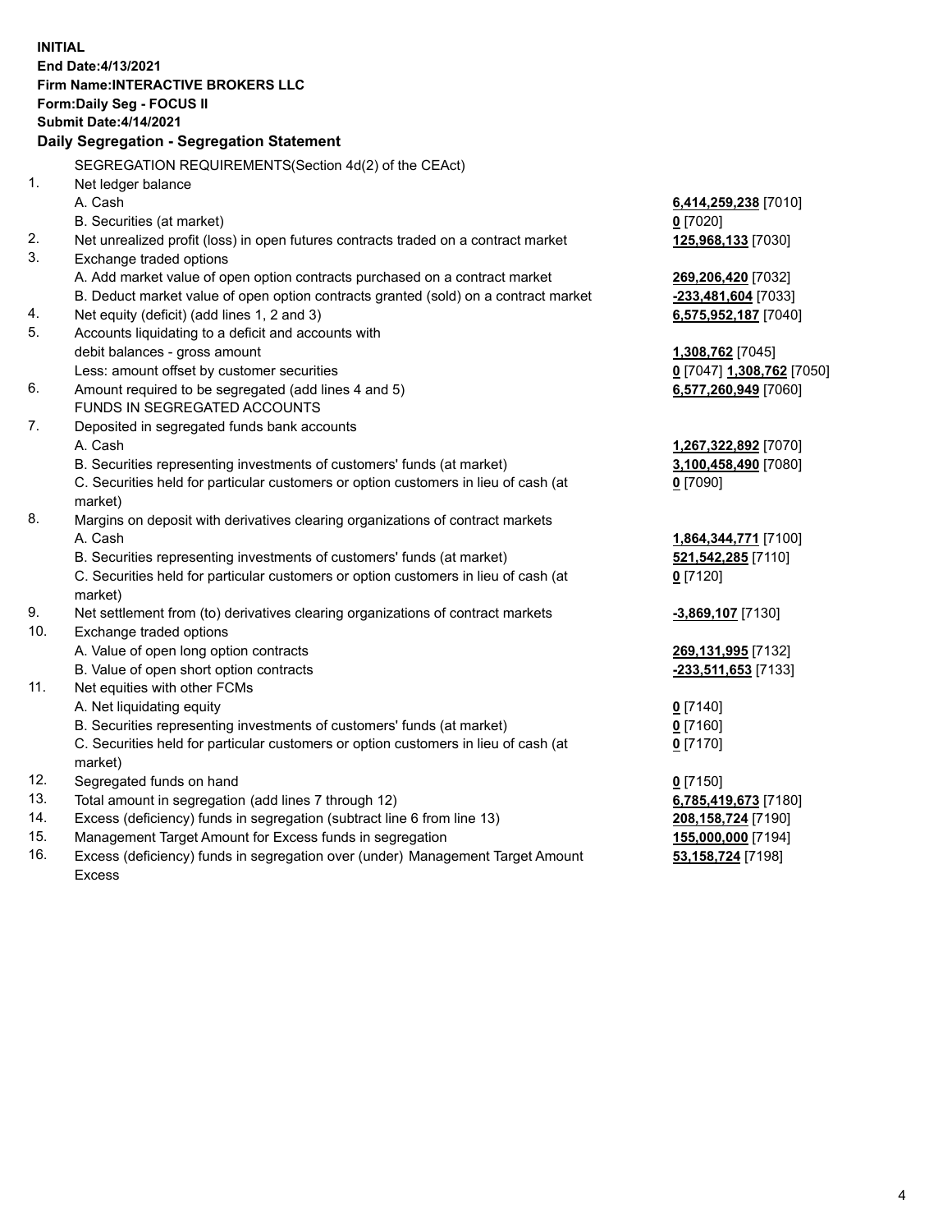**INITIAL**
**End Date:4/13/2021**
**Firm Name:INTERACTIVE BROKERS LLC**
**Form:Daily Seg - FOCUS II**
**Submit Date:4/14/2021**

**Daily Segregation - Segregation Statement**

SEGREGATION REQUIREMENTS(Section 4d(2) of the CEAct)

| | | |
|---|---|---|
| 1. | Net ledger balance | |
| | A. Cash | **6,414,259,238** [7010] |
| | B. Securities (at market) | **0** [7020] |
| 2. | Net unrealized profit (loss) in open futures contracts traded on a contract market | **125,968,133** [7030] |
| 3. | Exchange traded options | |
| | A. Add market value of open option contracts purchased on a contract market | **269,206,420** [7032] |
| | B. Deduct market value of open option contracts granted (sold) on a contract market | **-233,481,604** [7033] |
| 4. | Net equity (deficit) (add lines 1, 2 and 3) | **6,575,952,187** [7040] |
| 5. | Accounts liquidating to a deficit and accounts with debit balances - gross amount | **1,308,762** [7045] |
| | Less: amount offset by customer securities | **0** [7047] **1,308,762** [7050] |
| 6. | Amount required to be segregated (add lines 4 and 5) | **6,577,260,949** [7060] |
| | FUNDS IN SEGREGATED ACCOUNTS | |
| 7. | Deposited in segregated funds bank accounts | |
| | A. Cash | **1,267,322,892** [7070] |
| | B. Securities representing investments of customers' funds (at market) | **3,100,458,490** [7080] |
| | C. Securities held for particular customers or option customers in lieu of cash (at market) | **0** [7090] |
| 8. | Margins on deposit with derivatives clearing organizations of contract markets | |
| | A. Cash | **1,864,344,771** [7100] |
| | B. Securities representing investments of customers' funds (at market) | **521,542,285** [7110] |
| | C. Securities held for particular customers or option customers in lieu of cash (at market) | **0** [7120] |
| 9. | Net settlement from (to) derivatives clearing organizations of contract markets | **-3,869,107** [7130] |
| 10. | Exchange traded options | |
| | A. Value of open long option contracts | **269,131,995** [7132] |
| | B. Value of open short option contracts | **-233,511,653** [7133] |
| 11. | Net equities with other FCMs | |
| | A. Net liquidating equity | **0** [7140] |
| | B. Securities representing investments of customers' funds (at market) | **0** [7160] |
| | C. Securities held for particular customers or option customers in lieu of cash (at market) | **0** [7170] |
| 12. | Segregated funds on hand | **0** [7150] |
| 13. | Total amount in segregation (add lines 7 through 12) | **6,785,419,673** [7180] |
| 14. | Excess (deficiency) funds in segregation (subtract line 6 from line 13) | **208,158,724** [7190] |
| 15. | Management Target Amount for Excess funds in segregation | **155,000,000** [7194] |
| 16. | Excess (deficiency) funds in segregation over (under) Management Target Amount Excess | **53,158,724** [7198] |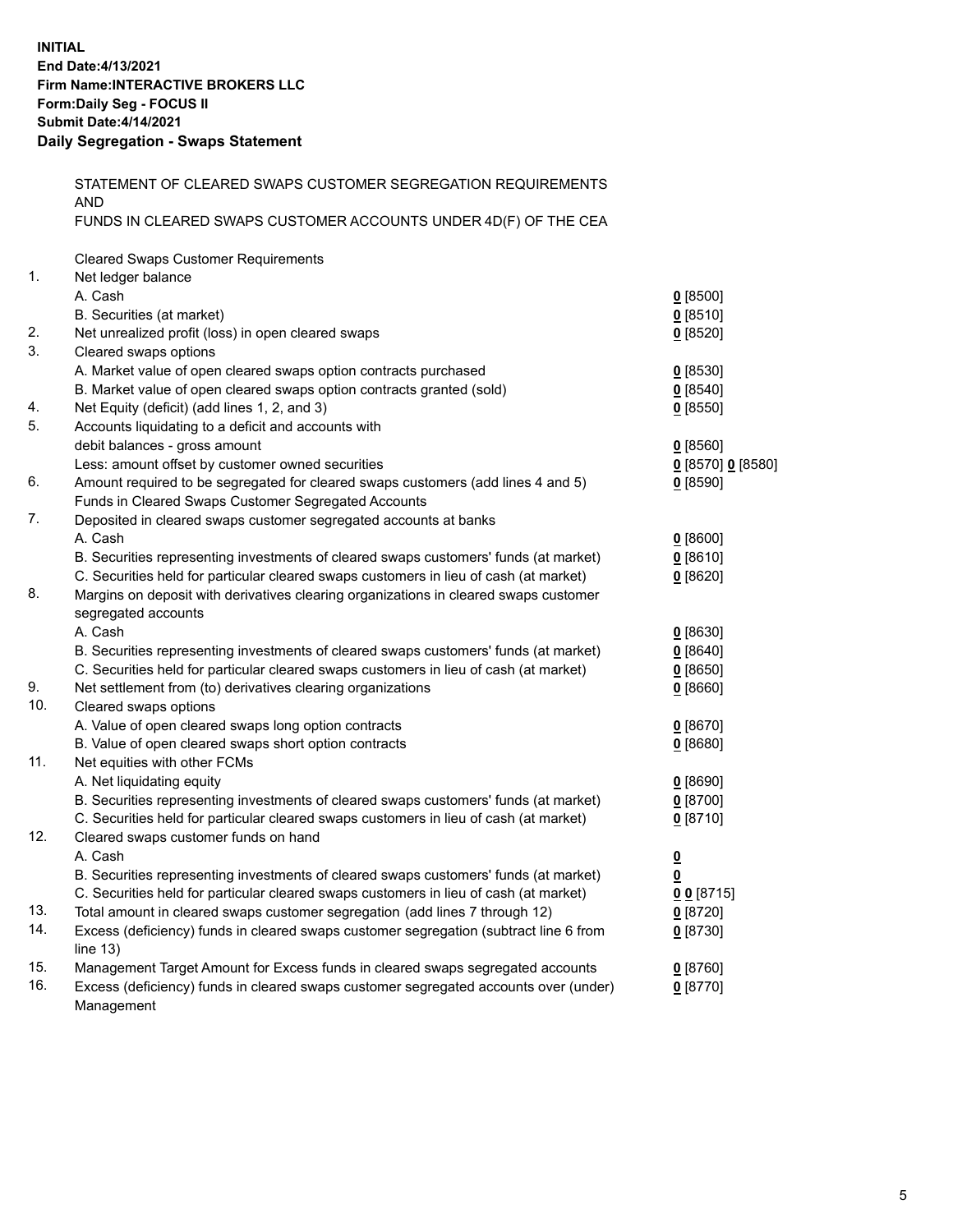**INITIAL**
**End Date:4/13/2021**
**Firm Name:INTERACTIVE BROKERS LLC**
**Form:Daily Seg - FOCUS II**
**Submit Date:4/14/2021**
**Daily Segregation - Swaps Statement**

STATEMENT OF CLEARED SWAPS CUSTOMER SEGREGATION REQUIREMENTS AND FUNDS IN CLEARED SWAPS CUSTOMER ACCOUNTS UNDER 4D(F) OF THE CEA

| | | |
|---|---|---|
| | Cleared Swaps Customer Requirements | |
| 1. | Net ledger balance | |
| | A. Cash | 0 [8500] |
| | B. Securities (at market) | 0 [8510] |
| 2. | Net unrealized profit (loss) in open cleared swaps | 0 [8520] |
| 3. | Cleared swaps options | |
| | A. Market value of open cleared swaps option contracts purchased | 0 [8530] |
| | B. Market value of open cleared swaps option contracts granted (sold) | 0 [8540] |
| 4. | Net Equity (deficit) (add lines 1, 2, and 3) | 0 [8550] |
| 5. | Accounts liquidating to a deficit and accounts with debit balances - gross amount | 0 [8560] |
| | Less: amount offset by customer owned securities | 0 [8570] 0 [8580] |
| 6. | Amount required to be segregated for cleared swaps customers (add lines 4 and 5) | 0 [8590] |
| | Funds in Cleared Swaps Customer Segregated Accounts | |
| 7. | Deposited in cleared swaps customer segregated accounts at banks | |
| | A. Cash | 0 [8600] |
| | B. Securities representing investments of cleared swaps customers' funds (at market) | 0 [8610] |
| | C. Securities held for particular cleared swaps customers in lieu of cash (at market) | 0 [8620] |
| 8. | Margins on deposit with derivatives clearing organizations in cleared swaps customer segregated accounts | |
| | A. Cash | 0 [8630] |
| | B. Securities representing investments of cleared swaps customers' funds (at market) | 0 [8640] |
| | C. Securities held for particular cleared swaps customers in lieu of cash (at market) | 0 [8650] |
| 9. | Net settlement from (to) derivatives clearing organizations | 0 [8660] |
| 10. | Cleared swaps options | |
| | A. Value of open cleared swaps long option contracts | 0 [8670] |
| | B. Value of open cleared swaps short option contracts | 0 [8680] |
| 11. | Net equities with other FCMs | |
| | A. Net liquidating equity | 0 [8690] |
| | B. Securities representing investments of cleared swaps customers' funds (at market) | 0 [8700] |
| | C. Securities held for particular cleared swaps customers in lieu of cash (at market) | 0 [8710] |
| 12. | Cleared swaps customer funds on hand | |
| | A. Cash | 0 |
| | B. Securities representing investments of cleared swaps customers' funds (at market) | 0 |
| | C. Securities held for particular cleared swaps customers in lieu of cash (at market) | 0 0 [8715] |
| 13. | Total amount in cleared swaps customer segregation (add lines 7 through 12) | 0 [8720] |
| 14. | Excess (deficiency) funds in cleared swaps customer segregation (subtract line 6 from line 13) | 0 [8730] |
| 15. | Management Target Amount for Excess funds in cleared swaps segregated accounts | 0 [8760] |
| 16. | Excess (deficiency) funds in cleared swaps customer segregated accounts over (under) Management | 0 [8770] |